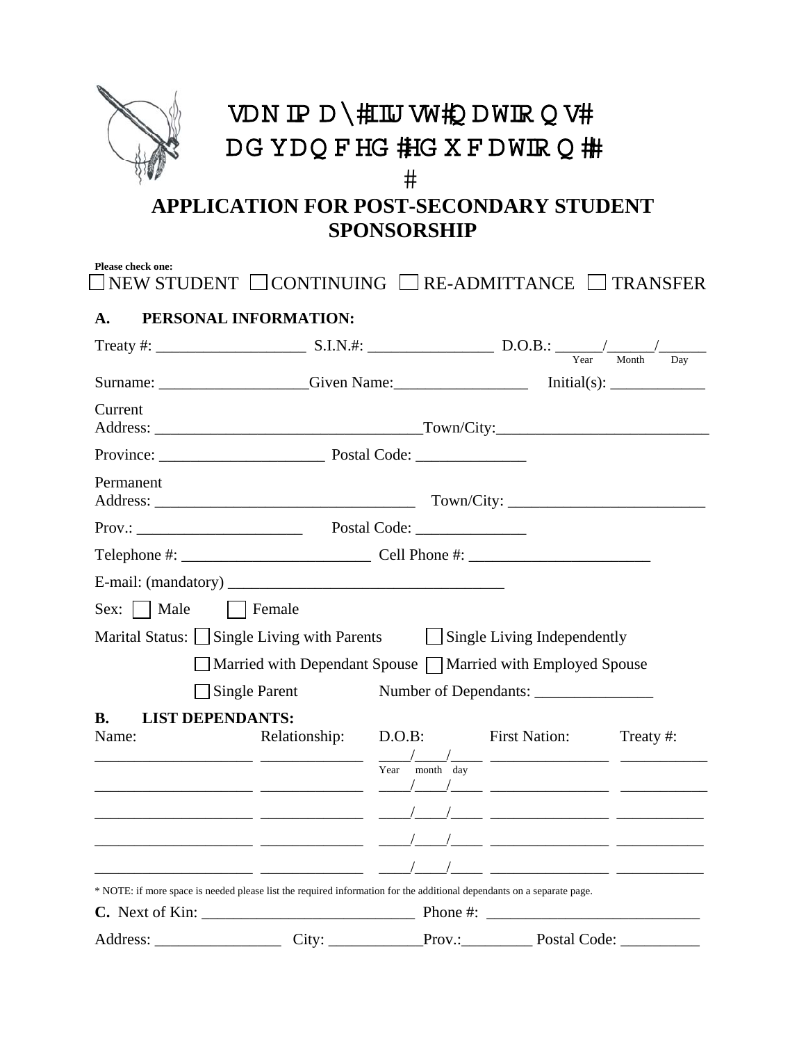VDN IP D\#IIU VW#QDWIRQV#
DGYDQFHG #HGXFDWIRQ ##
#

# APPLICATION FOR POST-SECONDARY STUDENT SPONSORSHIP

**Please check one:**
☐ NEW STUDENT ☐ CONTINUING ☐ RE-ADMITTANCE ☐ TRANSFER

## A. PERSONAL INFORMATION:

Treaty #: ___________________ S.I.N.#: ________________ D.O.B.: ______/______/______
(Year / Month / Day)

Surname: __________________Given Name:_________________ Initial(s): ____________

Current Address: _________________________________Town/City:__________________________

Province: ____________________ Postal Code: ______________

Permanent Address: _________________________________ Town/City: _________________________

Prov.: _____________________ Postal Code: ______________

Telephone #: ________________________ Cell Phone #: _______________________

E-mail: (mandatory) ___________________________________

Sex: ☐ Male ☐ Female

Marital Status: ☐ Single Living with Parents ☐ Single Living Independently

☐ Married with Dependant Spouse ☐ Married with Employed Spouse

☐ Single Parent Number of Dependants: _______________

## B. LIST DEPENDANTS:

| Name: | Relationship: | D.O.B: | First Nation: | Treaty #: |
|---|---|---|---|---|
| ____________________ | _____________ | ____/____/____ (Year month day) | _______________ | ___________ |
| ____________________ | _____________ | ____/____/____ | _______________ | ___________ |
| ____________________ | _____________ | ____/____/____ | _______________ | ___________ |
| ____________________ | _____________ | ____/____/____ | _______________ | ___________ |
| ____________________ | _____________ | ____/____/____ | _______________ | ___________ |

* NOTE: if more space is needed please list the required information for the additional dependants on a separate page.

**C.** Next of Kin: ___________________________ Phone #: ___________________________

Address: ________________ City: ____________Prov.:_________ Postal Code: __________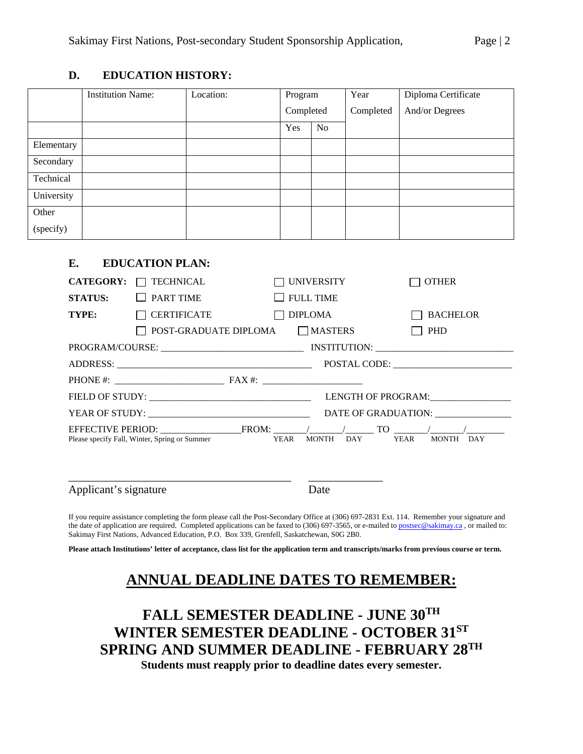## D. EDUCATION HISTORY:

| | Institution Name: | Location: | Program Completed | | Year Completed | Diploma Certificate And/or Degrees |
|---|---|---|---|---|---|---|
| | | | Yes | No | | |
| Elementary | | | | | | |
| Secondary | | | | | | |
| Technical | | | | | | |
| University | | | | | | |
| Other (specify) | | | | | | |

## E. EDUCATION PLAN:

**CATEGORY:** ☐ TECHNICAL ☐ UNIVERSITY ☐ OTHER

**STATUS:** ☐ PART TIME ☐ FULL TIME

**TYPE:** ☐ CERTIFICATE ☐ DIPLOMA ☐ BACHELOR

☐ POST-GRADUATE DIPLOMA ☐ MASTERS ☐ PHD

PROGRAM/COURSE: ____________________________ INSTITUTION: ____________________________

ADDRESS: ______________________________________ POSTAL CODE: ________________________

PHONE #: ______________________ FAX #: ____________________

FIELD OF STUDY: ________________________________ LENGTH OF PROGRAM:________________

YEAR OF STUDY: ________________________________ DATE OF GRADUATION: _______________

EFFECTIVE PERIOD: ________________FROM: ______/______/______ TO ______/______/_______

Please specify Fall, Winter, Spring or Summer YEAR MONTH DAY YEAR MONTH DAY

_________________________________________ ______________

Applicant's signature Date

If you require assistance completing the form please call the Post-Secondary Office at (306) 697-2831 Ext. 114. Remember your signature and the date of application are required. Completed applications can be faxed to (306) 697-3565, or e-mailed to postsec@sakimay.ca , or mailed to: Sakimay First Nations, Advanced Education, P.O. Box 339, Grenfell, Saskatchewan, S0G 2B0.

**Please attach Institutions' letter of acceptance, class list for the application term and transcripts/marks from previous course or term.**

# ANNUAL DEADLINE DATES TO REMEMBER:

**FALL SEMESTER DEADLINE - JUNE 30TH**
**WINTER SEMESTER DEADLINE - OCTOBER 31ST**
**SPRING AND SUMMER DEADLINE - FEBRUARY 28TH**

**Students must reapply prior to deadline dates every semester.**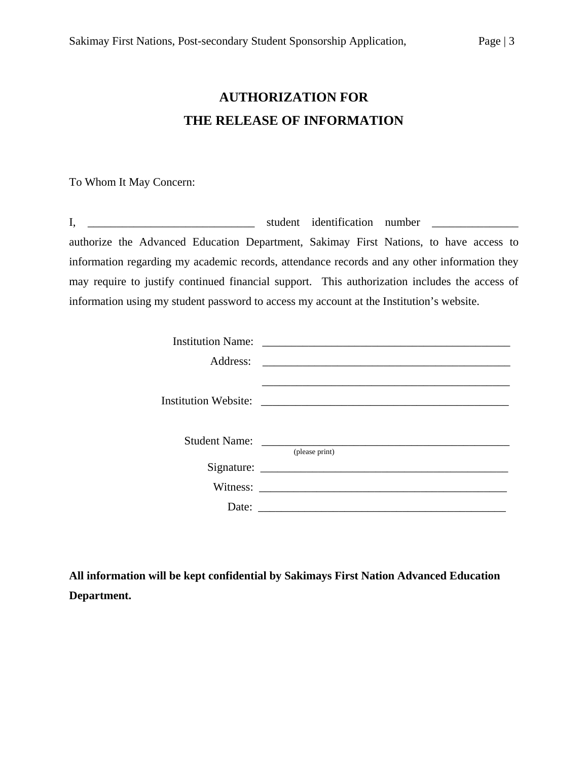# AUTHORIZATION FOR
# THE RELEASE OF INFORMATION

To Whom It May Concern:

I, _____________________________ student identification number _______________ authorize the Advanced Education Department, Sakimay First Nations, to have access to information regarding my academic records, attendance records and any other information they may require to justify continued financial support. This authorization includes the access of information using my student password to access my account at the Institution's website.

Institution Name: ____________________________________________

Address: ____________________________________________

____________________________________________

Institution Website: ____________________________________________

Student Name: ____________________________________________
(please print)

Signature: ____________________________________________

Witness: ____________________________________________

Date: ____________________________________________

**All information will be kept confidential by Sakimays First Nation Advanced Education Department.**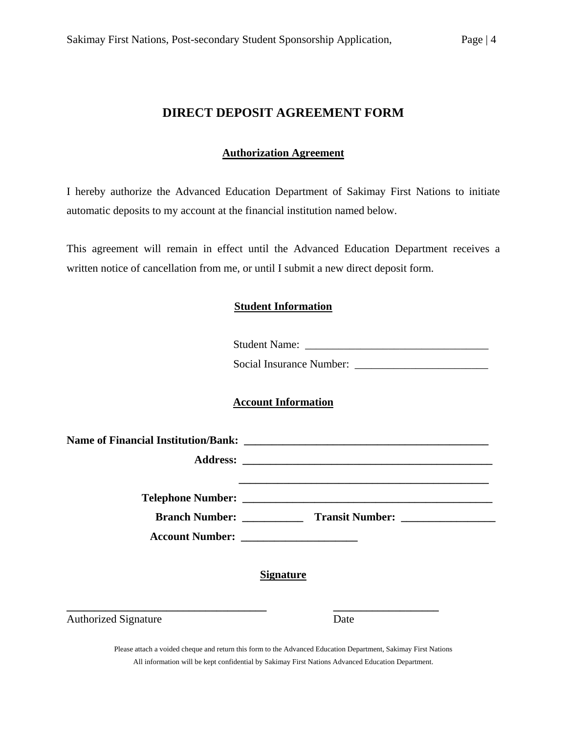# DIRECT DEPOSIT AGREEMENT FORM

## Authorization Agreement

I hereby authorize the Advanced Education Department of Sakimay First Nations to initiate automatic deposits to my account at the financial institution named below.

This agreement will remain in effect until the Advanced Education Department receives a written notice of cancellation from me, or until I submit a new direct deposit form.

## Student Information

Student Name: _________________________________

Social Insurance Number: ________________________

## Account Information

**Name of Financial Institution/Bank:** _____________________________________________

**Address:** _____________________________________________

_____________________________________________

**Telephone Number:** _____________________________________________

**Branch Number:** ___________ **Transit Number:** _________________

**Account Number:** _____________________

## Signature

_____________________________________ ___________________

Authorized Signature Date

Please attach a voided cheque and return this form to the Advanced Education Department, Sakimay First Nations

All information will be kept confidential by Sakimay First Nations Advanced Education Department.